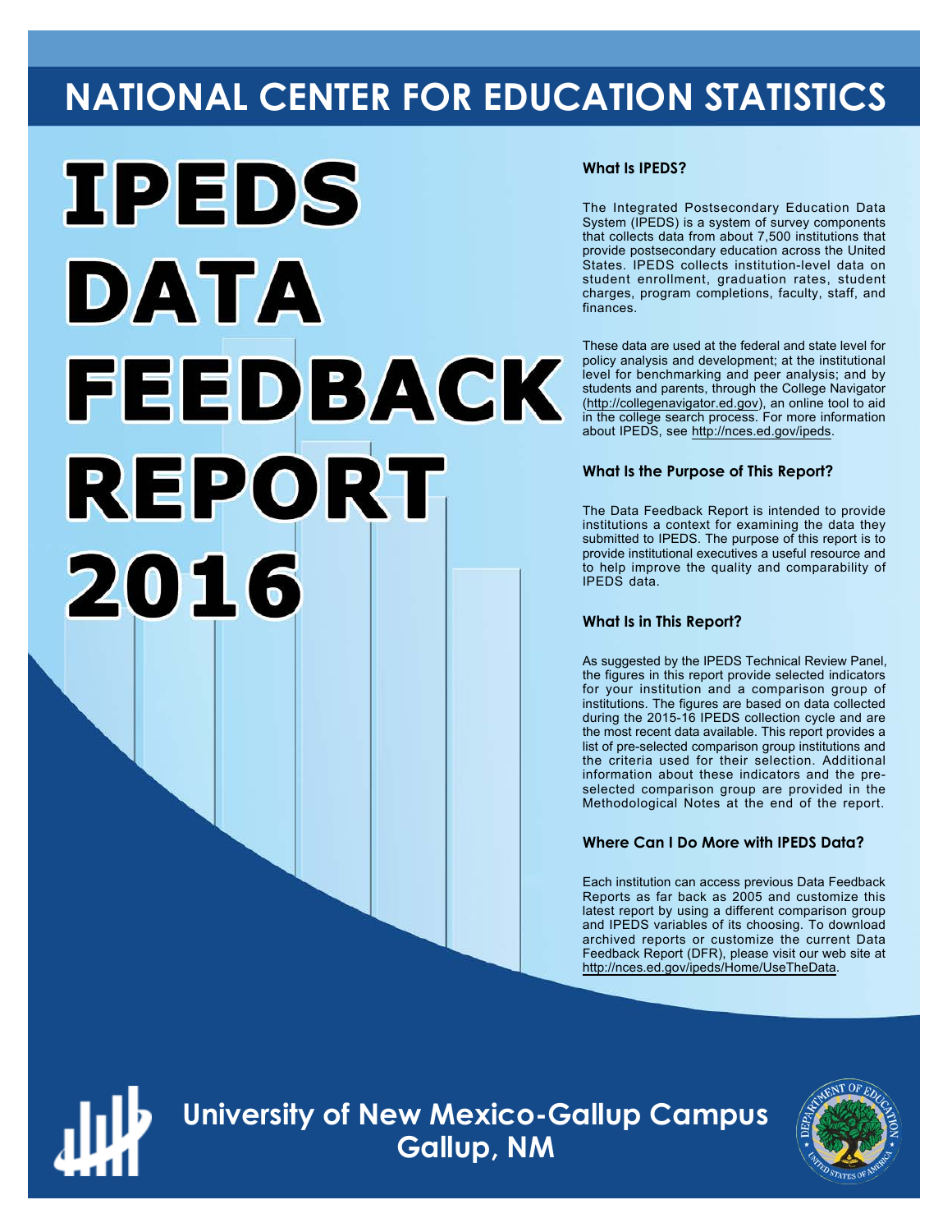# NATIONAL CENTER FOR EDUCATION STATISTICS

# IPEDS DATA FEEDBACK REPORT 2016

### What Is IPEDS?

The Integrated Postsecondary Education Data System (IPEDS) is a system of survey components that collects data from about 7,500 institutions that provide postsecondary education across the United States. IPEDS collects institution-level data on student enrollment, graduation rates, student charges, program completions, faculty, staff, and finances.

These data are used at the federal and state level for policy analysis and development; at the institutional level for benchmarking and peer analysis; and by students and parents, through the College Navigator (http://collegenavigator.ed.gov), an online tool to aid in the college search process. For more information about IPEDS, see http://nces.ed.gov/ipeds.

### What Is the Purpose of This Report?

The Data Feedback Report is intended to provide institutions a context for examining the data they submitted to IPEDS. The purpose of this report is to provide institutional executives a useful resource and to help improve the quality and comparability of IPEDS data.

### What Is in This Report?

As suggested by the IPEDS Technical Review Panel, the figures in this report provide selected indicators for your institution and a comparison group of institutions. The figures are based on data collected during the 2015-16 IPEDS collection cycle and are the most recent data available. This report provides a list of pre-selected comparison group institutions and the criteria used for their selection. Additional information about these indicators and the pre-selected comparison group are provided in the Methodological Notes at the end of the report.

### Where Can I Do More with IPEDS Data?

Each institution can access previous Data Feedback Reports as far back as 2005 and customize this latest report by using a different comparison group and IPEDS variables of its choosing. To download archived reports or customize the current Data Feedback Report (DFR), please visit our web site at http://nces.ed.gov/ipeds/Home/UseTheData.

## University of New Mexico-Gallup Campus
## Gallup, NM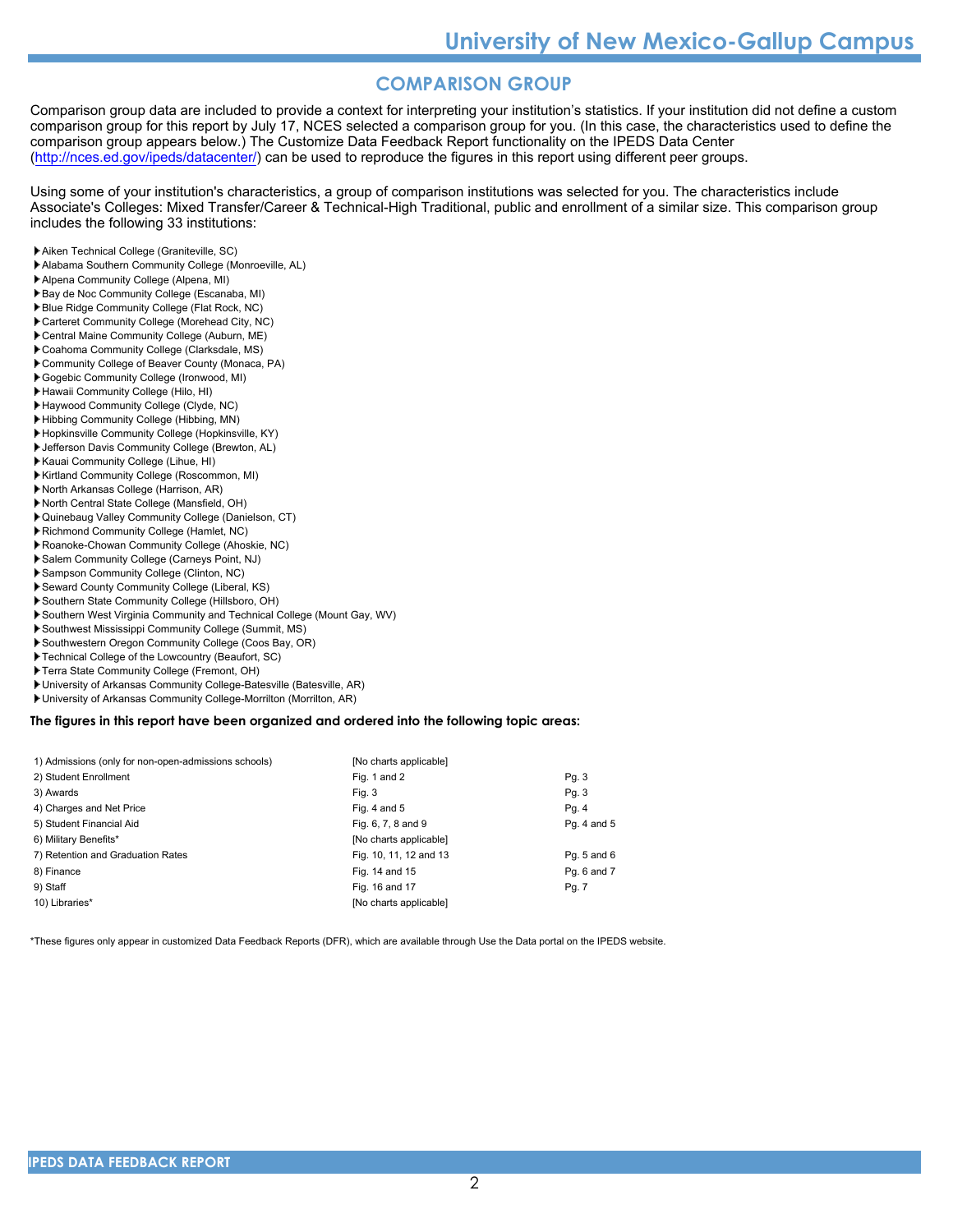# COMPARISON GROUP

Comparison group data are included to provide a context for interpreting your institution's statistics. If your institution did not define a custom comparison group for this report by July 17, NCES selected a comparison group for you. (In this case, the characteristics used to define the comparison group appears below.) The Customize Data Feedback Report functionality on the IPEDS Data Center (http://nces.ed.gov/ipeds/datacenter/) can be used to reproduce the figures in this report using different peer groups.

Using some of your institution's characteristics, a group of comparison institutions was selected for you. The characteristics include Associate's Colleges: Mixed Transfer/Career & Technical-High Traditional, public and enrollment of a similar size. This comparison group includes the following 33 institutions:

- Aiken Technical College (Graniteville, SC)
- Alabama Southern Community College (Monroeville, AL)
- Alpena Community College (Alpena, MI)
- Bay de Noc Community College (Escanaba, MI)
- Blue Ridge Community College (Flat Rock, NC)
- Carteret Community College (Morehead City, NC)
- Central Maine Community College (Auburn, ME)
- Coahoma Community College (Clarksdale, MS)
- Community College of Beaver County (Monaca, PA)
- Gogebic Community College (Ironwood, MI)
- Hawaii Community College (Hilo, HI)
- Haywood Community College (Clyde, NC)
- Hibbing Community College (Hibbing, MN)
- Hopkinsville Community College (Hopkinsville, KY)
- Jefferson Davis Community College (Brewton, AL)
- Kauai Community College (Lihue, HI)
- Kirtland Community College (Roscommon, MI)
- North Arkansas College (Harrison, AR)
- North Central State College (Mansfield, OH)
- Quinebaug Valley Community College (Danielson, CT)
- Richmond Community College (Hamlet, NC)
- Roanoke-Chowan Community College (Ahoskie, NC)
- Salem Community College (Carneys Point, NJ)
- Sampson Community College (Clinton, NC)
- Seward County Community College (Liberal, KS)
- Southern State Community College (Hillsboro, OH)
- Southern West Virginia Community and Technical College (Mount Gay, WV)
- Southwest Mississippi Community College (Summit, MS)
- Southwestern Oregon Community College (Coos Bay, OR)
- Technical College of the Lowcountry (Beaufort, SC)
- Terra State Community College (Fremont, OH)
- University of Arkansas Community College-Batesville (Batesville, AR)
- University of Arkansas Community College-Morrilton (Morrilton, AR)

**The figures in this report have been organized and ordered into the following topic areas:**

| Topic | Figures | Pages |
|---|---|---|
| 1) Admissions (only for non-open-admissions schools) | [No charts applicable] | |
| 2) Student Enrollment | Fig. 1 and 2 | Pg. 3 |
| 3) Awards | Fig. 3 | Pg. 3 |
| 4) Charges and Net Price | Fig. 4 and 5 | Pg. 4 |
| 5) Student Financial Aid | Fig. 6, 7, 8 and 9 | Pg. 4 and 5 |
| 6) Military Benefits* | [No charts applicable] | |
| 7) Retention and Graduation Rates | Fig. 10, 11, 12 and 13 | Pg. 5 and 6 |
| 8) Finance | Fig. 14 and 15 | Pg. 6 and 7 |
| 9) Staff | Fig. 16 and 17 | Pg. 7 |
| 10) Libraries* | [No charts applicable] | |

*These figures only appear in customized Data Feedback Reports (DFR), which are available through Use the Data portal on the IPEDS website.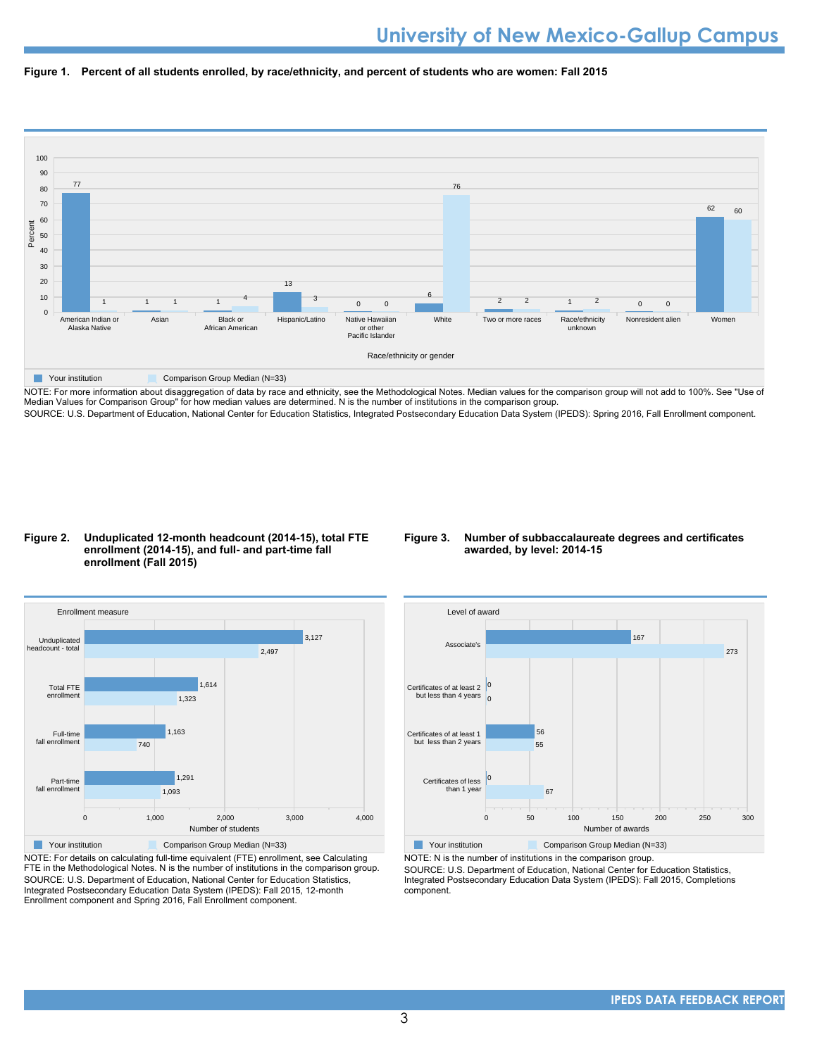# University of New Mexico-Gallup Campus

**Figure 1. Percent of all students enrolled, by race/ethnicity, and percent of students who are women: Fall 2015**

| Race/ethnicity or gender | Your institution | Comparison Group Median (N=33) |
|---|---|---|
| American Indian or Alaska Native | 77 | 1 |
| Asian | 1 | 1 |
| Black or African American | 1 | 4 |
| Hispanic/Latino | 13 | 3 |
| Native Hawaiian or other Pacific Islander | 0 | 0 |
| White | 6 | 76 |
| Two or more races | 2 | 2 |
| Race/ethnicity unknown | 1 | 2 |
| Nonresident alien | 0 | 0 |
| Women | 62 | 60 |

NOTE: For more information about disaggregation of data by race and ethnicity, see the Methodological Notes. Median values for the comparison group will not add to 100%. See "Use of Median Values for Comparison Group" for how median values are determined. N is the number of institutions in the comparison group.
SOURCE: U.S. Department of Education, National Center for Education Statistics, Integrated Postsecondary Education Data System (IPEDS): Spring 2016, Fall Enrollment component.

**Figure 2. Unduplicated 12-month headcount (2014-15), total FTE enrollment (2014-15), and full- and part-time fall enrollment (Fall 2015)**

| Enrollment measure | Your institution | Comparison Group Median (N=33) |
|---|---|---|
| Unduplicated headcount - total | 3,127 | 2,497 |
| Total FTE enrollment | 1,614 | 1,323 |
| Full-time fall enrollment | 1,163 | 740 |
| Part-time fall enrollment | 1,291 | 1,093 |

NOTE: For details on calculating full-time equivalent (FTE) enrollment, see Calculating FTE in the Methodological Notes. N is the number of institutions in the comparison group.
SOURCE: U.S. Department of Education, National Center for Education Statistics, Integrated Postsecondary Education Data System (IPEDS): Fall 2015, 12-month Enrollment component and Spring 2016, Fall Enrollment component.

**Figure 3. Number of subbaccalaureate degrees and certificates awarded, by level: 2014-15**

| Level of award | Your institution | Comparison Group Median (N=33) |
|---|---|---|
| Associate's | 167 | 273 |
| Certificates of at least 2 but less than 4 years | 0 | 0 |
| Certificates of at least 1 but less than 2 years | 56 | 55 |
| Certificates of less than 1 year | 0 | 67 |

NOTE: N is the number of institutions in the comparison group.
SOURCE: U.S. Department of Education, National Center for Education Statistics, Integrated Postsecondary Education Data System (IPEDS): Fall 2015, Completions component.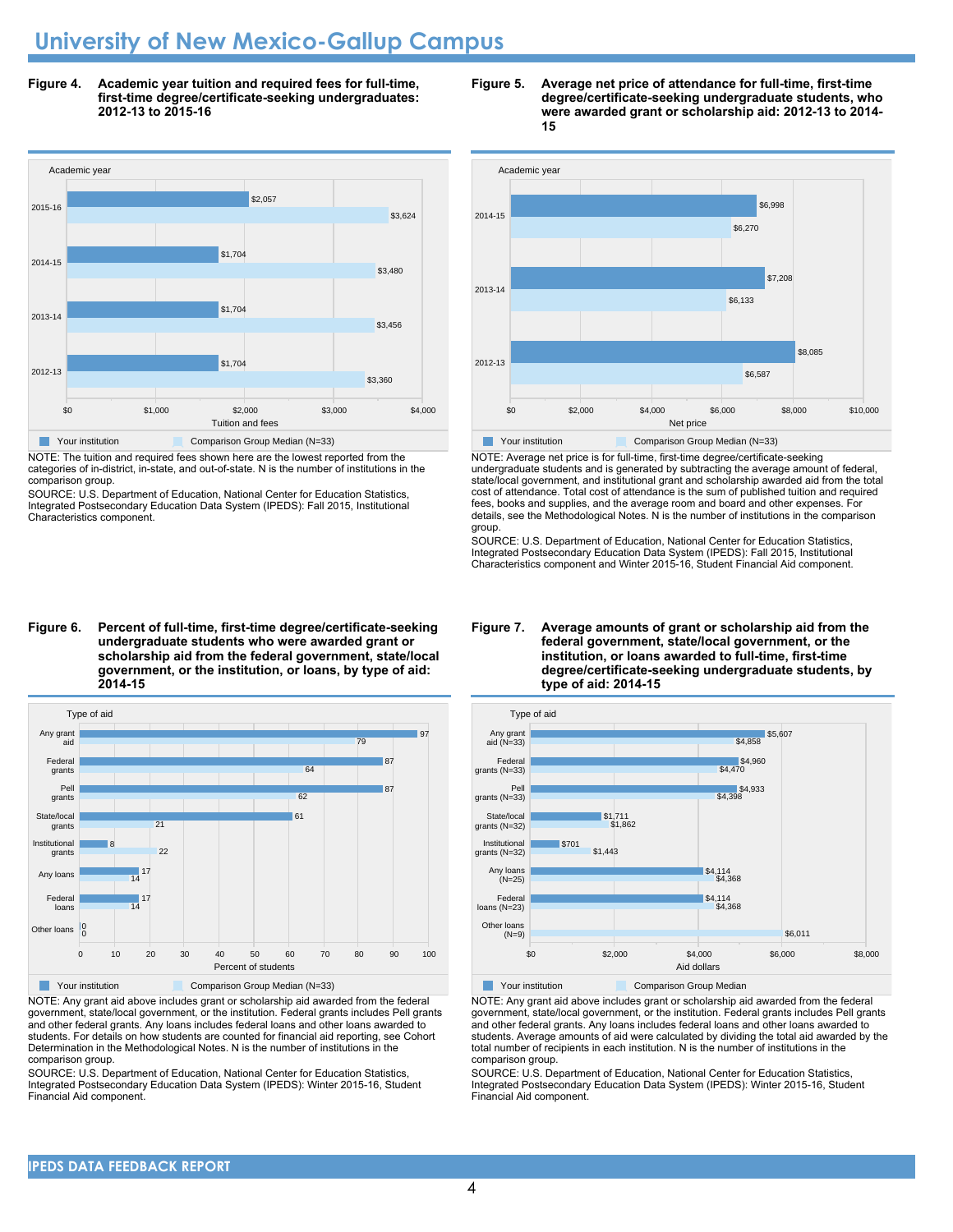# University of New Mexico-Gallup Campus

**Figure 4. Academic year tuition and required fees for full-time, first-time degree/certificate-seeking undergraduates: 2012-13 to 2015-16**

| Academic year | Your institution | Comparison Group Median (N=33) |
|---|---|---|
| 2015-16 | $2,057 | $3,624 |
| 2014-15 | $1,704 | $3,480 |
| 2013-14 | $1,704 | $3,456 |
| 2012-13 | $1,704 | $3,360 |

NOTE: The tuition and required fees shown here are the lowest reported from the categories of in-district, in-state, and out-of-state. N is the number of institutions in the comparison group.

SOURCE: U.S. Department of Education, National Center for Education Statistics, Integrated Postsecondary Education Data System (IPEDS): Fall 2015, Institutional Characteristics component.

**Figure 5. Average net price of attendance for full-time, first-time degree/certificate-seeking undergraduate students, who were awarded grant or scholarship aid: 2012-13 to 2014-15**

| Academic year | Your institution | Comparison Group Median (N=33) |
|---|---|---|
| 2014-15 | $6,998 | $6,270 |
| 2013-14 | $7,208 | $6,133 |
| 2012-13 | $8,085 | $6,587 |

NOTE: Average net price is for full-time, first-time degree/certificate-seeking undergraduate students and is generated by subtracting the average amount of federal, state/local government, and institutional grant and scholarship awarded aid from the total cost of attendance. Total cost of attendance is the sum of published tuition and required fees, books and supplies, and the average room and board and other expenses. For details, see the Methodological Notes. N is the number of institutions in the comparison group.

SOURCE: U.S. Department of Education, National Center for Education Statistics, Integrated Postsecondary Education Data System (IPEDS): Fall 2015, Institutional Characteristics component and Winter 2015-16, Student Financial Aid component.

**Figure 6. Percent of full-time, first-time degree/certificate-seeking undergraduate students who were awarded grant or scholarship aid from the federal government, state/local government, or the institution, or loans, by type of aid: 2014-15**

| Type of aid | Your institution | Comparison Group Median (N=33) |
|---|---|---|
| Any grant aid | 97 | 79 |
| Federal grants | 87 | 64 |
| Pell grants | 87 | 62 |
| State/local grants | 61 | 21 |
| Institutional grants | 8 | 22 |
| Any loans | 17 | 14 |
| Federal loans | 17 | 14 |
| Other loans | 0 | 0 |

NOTE: Any grant aid above includes grant or scholarship aid awarded from the federal government, state/local government, or the institution. Federal grants includes Pell grants and other federal grants. Any loans includes federal loans and other loans awarded to students. For details on how students are counted for financial aid reporting, see Cohort Determination in the Methodological Notes. N is the number of institutions in the comparison group.

SOURCE: U.S. Department of Education, National Center for Education Statistics, Integrated Postsecondary Education Data System (IPEDS): Winter 2015-16, Student Financial Aid component.

**Figure 7. Average amounts of grant or scholarship aid from the federal government, state/local government, or the institution, or loans awarded to full-time, first-time degree/certificate-seeking undergraduate students, by type of aid: 2014-15**

| Type of aid | Your institution | Comparison Group Median |
|---|---|---|
| Any grant aid (N=33) | $5,607 | $4,858 |
| Federal grants (N=33) | $4,960 | $4,470 |
| Pell grants (N=33) | $4,933 | $4,398 |
| State/local grants (N=32) | $1,711 | $1,862 |
| Institutional grants (N=32) | $701 | $1,443 |
| Any loans (N=25) | $4,114 | $4,368 |
| Federal loans (N=23) | $4,114 | $4,368 |
| Other loans (N=9) | | $6,011 |

NOTE: Any grant aid above includes grant or scholarship aid awarded from the federal government, state/local government, or the institution. Federal grants includes Pell grants and other federal grants. Any loans includes federal loans and other loans awarded to students. Average amounts of aid were calculated by dividing the total aid awarded by the total number of recipients in each institution. N is the number of institutions in the comparison group.

SOURCE: U.S. Department of Education, National Center for Education Statistics, Integrated Postsecondary Education Data System (IPEDS): Winter 2015-16, Student Financial Aid component.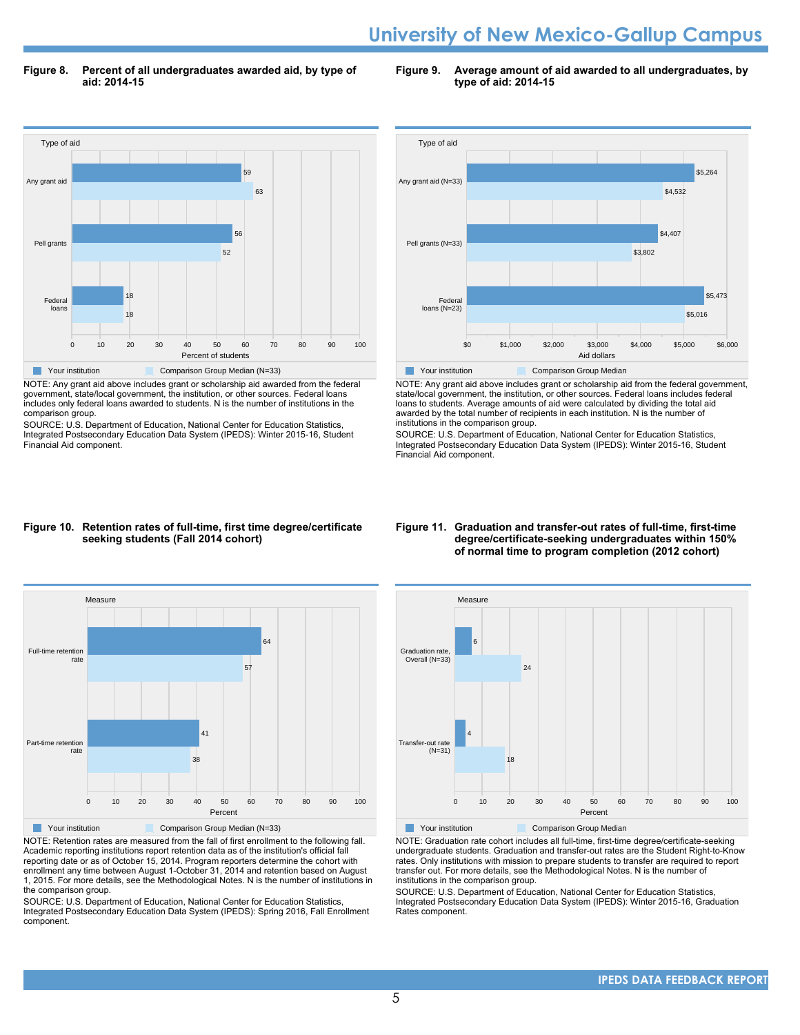# University of New Mexico-Gallup Campus

**Figure 8. Percent of all undergraduates awarded aid, by type of aid: 2014-15**

| Type of aid | Your institution | Comparison Group Median (N=33) |
|---|---|---|
| Any grant aid | 59 | 63 |
| Pell grants | 56 | 52 |
| Federal loans | 18 | 18 |

Percent of students

NOTE: Any grant aid above includes grant or scholarship aid awarded from the federal government, state/local government, the institution, or other sources. Federal loans includes only federal loans awarded to students. N is the number of institutions in the comparison group.

SOURCE: U.S. Department of Education, National Center for Education Statistics, Integrated Postsecondary Education Data System (IPEDS): Winter 2015-16, Student Financial Aid component.

**Figure 9. Average amount of aid awarded to all undergraduates, by type of aid: 2014-15**

| Type of aid | Your institution | Comparison Group Median |
|---|---|---|
| Any grant aid (N=33) | $5,264 | $4,532 |
| Pell grants (N=33) | $4,407 | $3,802 |
| Federal loans (N=23) | $5,473 | $5,016 |

Aid dollars

NOTE: Any grant aid above includes grant or scholarship aid from the federal government, state/local government, the institution, or other sources. Federal loans includes federal loans to students. Average amounts of aid were calculated by dividing the total aid awarded by the total number of recipients in each institution. N is the number of institutions in the comparison group.

SOURCE: U.S. Department of Education, National Center for Education Statistics, Integrated Postsecondary Education Data System (IPEDS): Winter 2015-16, Student Financial Aid component.

**Figure 10. Retention rates of full-time, first time degree/certificate seeking students (Fall 2014 cohort)**

| Measure | Your institution | Comparison Group Median (N=33) |
|---|---|---|
| Full-time retention rate | 64 | 57 |
| Part-time retention rate | 41 | 38 |

Percent

NOTE: Retention rates are measured from the fall of first enrollment to the following fall. Academic reporting institutions report retention data as of the institution's official fall reporting date or as of October 15, 2014. Program reporters determine the cohort with enrollment any time between August 1-October 31, 2014 and retention based on August 1, 2015. For more details, see the Methodological Notes. N is the number of institutions in the comparison group.

SOURCE: U.S. Department of Education, National Center for Education Statistics, Integrated Postsecondary Education Data System (IPEDS): Spring 2016, Fall Enrollment component.

**Figure 11. Graduation and transfer-out rates of full-time, first-time degree/certificate-seeking undergraduates within 150% of normal time to program completion (2012 cohort)**

| Measure | Your institution | Comparison Group Median |
|---|---|---|
| Graduation rate, Overall (N=33) | 6 | 24 |
| Transfer-out rate (N=31) | 4 | 18 |

Percent

NOTE: Graduation rate cohort includes all full-time, first-time degree/certificate-seeking undergraduate students. Graduation and transfer-out rates are the Student Right-to-Know rates. Only institutions with mission to prepare students to transfer are required to report transfer out. For more details, see the Methodological Notes. N is the number of institutions in the comparison group.

SOURCE: U.S. Department of Education, National Center for Education Statistics, Integrated Postsecondary Education Data System (IPEDS): Winter 2015-16, Graduation Rates component.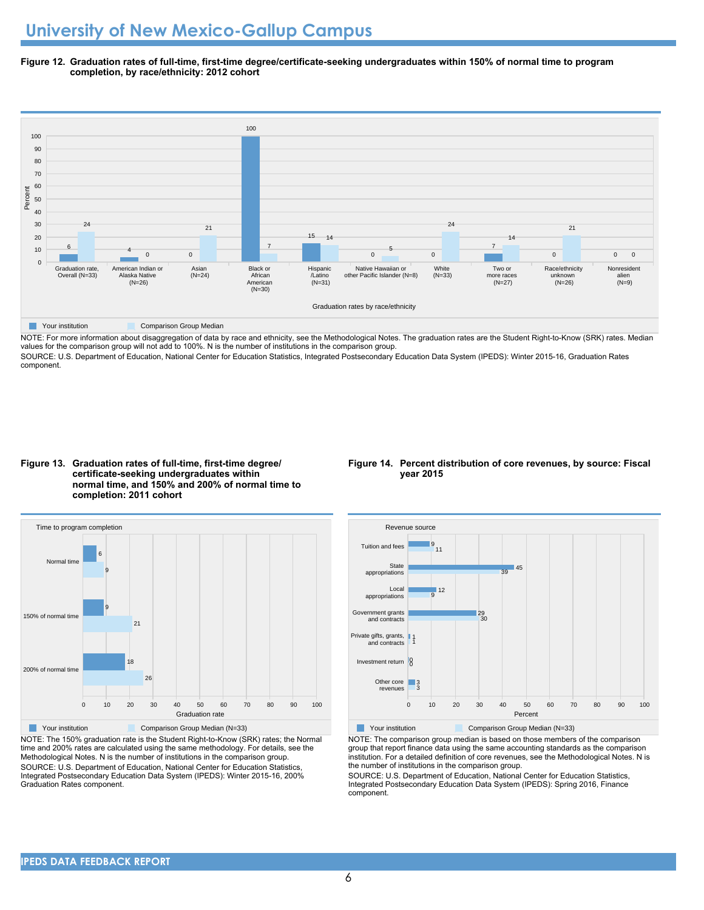# University of New Mexico-Gallup Campus

**Figure 12. Graduation rates of full-time, first-time degree/certificate-seeking undergraduates within 150% of normal time to program completion, by race/ethnicity: 2012 cohort**

| Graduation rates by race/ethnicity | Your institution | Comparison Group Median |
|---|---|---|
| Graduation rate, Overall (N=33) | 6 | 24 |
| American Indian or Alaska Native (N=26) | 4 | 0 |
| Asian (N=24) | 0 | 21 |
| Black or African American (N=30) | 100 | 7 |
| Hispanic /Latino (N=31) | 15 | 14 |
| Native Hawaiian or other Pacific Islander (N=8) | 0 | 5 |
| White (N=33) | 0 | 24 |
| Two or more races (N=27) | 7 | 14 |
| Race/ethnicity unknown (N=26) | 0 | 21 |
| Nonresident alien (N=9) | 0 | 0 |

NOTE: For more information about disaggregation of data by race and ethnicity, see the Methodological Notes. The graduation rates are the Student Right-to-Know (SRK) rates. Median values for the comparison group will not add to 100%. N is the number of institutions in the comparison group.

SOURCE: U.S. Department of Education, National Center for Education Statistics, Integrated Postsecondary Education Data System (IPEDS): Winter 2015-16, Graduation Rates component.

**Figure 13. Graduation rates of full-time, first-time degree/certificate-seeking undergraduates within normal time, and 150% and 200% of normal time to completion: 2011 cohort**

| Time to program completion | Your institution | Comparison Group Median (N=33) |
|---|---|---|
| Normal time | 6 | 9 |
| 150% of normal time | 9 | 21 |
| 200% of normal time | 18 | 26 |

NOTE: The 150% graduation rate is the Student Right-to-Know (SRK) rates; the Normal time and 200% rates are calculated using the same methodology. For details, see the Methodological Notes. N is the number of institutions in the comparison group.

SOURCE: U.S. Department of Education, National Center for Education Statistics, Integrated Postsecondary Education Data System (IPEDS): Winter 2015-16, 200% Graduation Rates component.

**Figure 14. Percent distribution of core revenues, by source: Fiscal year 2015**

| Revenue source | Your institution | Comparison Group Median (N=33) |
|---|---|---|
| Tuition and fees | 9 | 11 |
| State appropriations | 45 | 39 |
| Local appropriations | 12 | 9 |
| Government grants and contracts | 29 | 30 |
| Private gifts, grants, and contracts | 1 | 1 |
| Investment return | 0 | 0 |
| Other core revenues | 3 | 3 |

NOTE: The comparison group median is based on those members of the comparison group that report finance data using the same accounting standards as the comparison institution. For a detailed definition of core revenues, see the Methodological Notes. N is the number of institutions in the comparison group.

SOURCE: U.S. Department of Education, National Center for Education Statistics, Integrated Postsecondary Education Data System (IPEDS): Spring 2016, Finance component.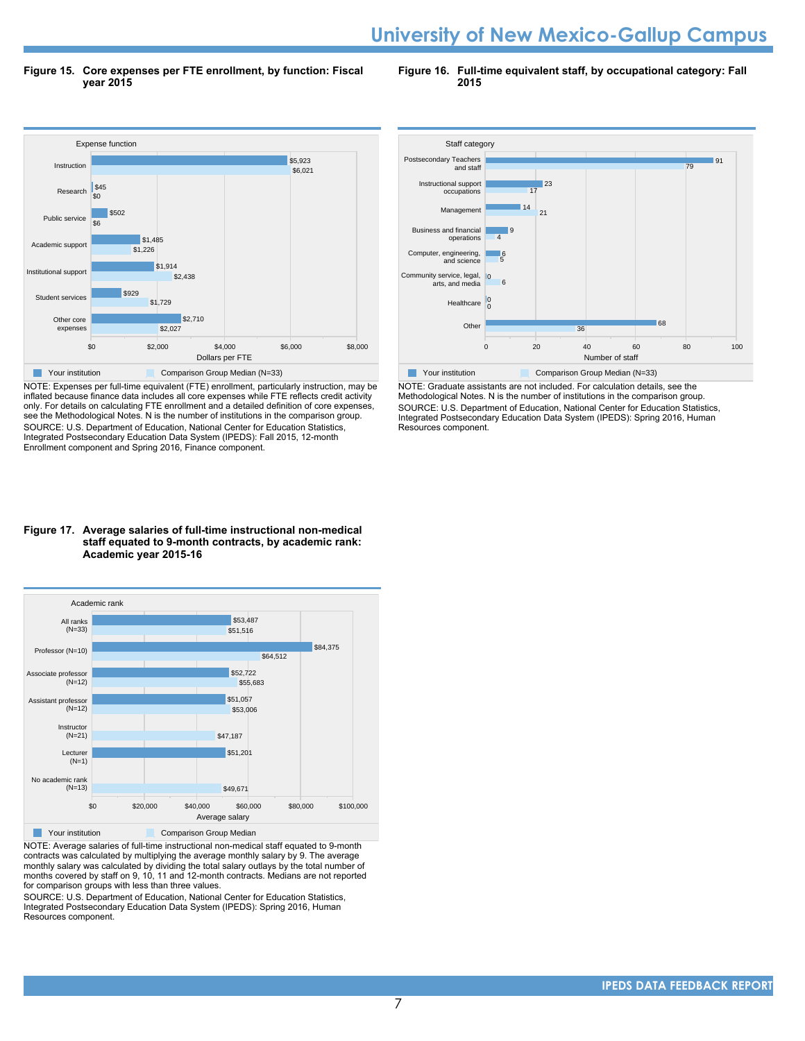**Figure 15. Core expenses per FTE enrollment, by function: Fiscal year 2015**

| Expense function | Your institution | Comparison Group Median (N=33) |
|---|---|---|
| Instruction | $5,923 | $6,021 |
| Research | $45 | $0 |
| Public service | $502 | $6 |
| Academic support | $1,485 | $1,226 |
| Institutional support | $1,914 | $2,438 |
| Student services | $929 | $1,729 |
| Other core expenses | $2,710 | $2,027 |

NOTE: Expenses per full-time equivalent (FTE) enrollment, particularly instruction, may be inflated because finance data includes all core expenses while FTE reflects credit activity only. For details on calculating FTE enrollment and a detailed definition of core expenses, see the Methodological Notes. N is the number of institutions in the comparison group.
SOURCE: U.S. Department of Education, National Center for Education Statistics, Integrated Postsecondary Education Data System (IPEDS): Fall 2015, 12-month Enrollment component and Spring 2016, Finance component.

**Figure 16. Full-time equivalent staff, by occupational category: Fall 2015**

| Staff category | Your institution | Comparison Group Median (N=33) |
|---|---|---|
| Postsecondary Teachers and staff | 91 | 79 |
| Instructional support occupations | 23 | 17 |
| Management | 14 | 21 |
| Business and financial operations | 9 | 4 |
| Computer, engineering, and science | 6 | 5 |
| Community service, legal, arts, and media | 0 | 6 |
| Healthcare | 0 | 0 |
| Other | 68 | 36 |

NOTE: Graduate assistants are not included. For calculation details, see the Methodological Notes. N is the number of institutions in the comparison group.
SOURCE: U.S. Department of Education, National Center for Education Statistics, Integrated Postsecondary Education Data System (IPEDS): Spring 2016, Human Resources component.

**Figure 17. Average salaries of full-time instructional non-medical staff equated to 9-month contracts, by academic rank: Academic year 2015-16**

| Academic rank | Your institution | Comparison Group Median |
|---|---|---|
| All ranks (N=33) | $53,487 | $51,516 |
| Professor (N=10) | $84,375 | $64,512 |
| Associate professor (N=12) | $52,722 | $55,683 |
| Assistant professor (N=12) | $51,057 | $53,006 |
| Instructor (N=21) | | $47,187 |
| Lecturer (N=1) | $51,201 | |
| No academic rank (N=13) | | $49,671 |

NOTE: Average salaries of full-time instructional non-medical staff equated to 9-month contracts was calculated by multiplying the average monthly salary by 9. The average monthly salary was calculated by dividing the total salary outlays by the total number of months covered by staff on 9, 10, 11 and 12-month contracts. Medians are not reported for comparison groups with less than three values.
SOURCE: U.S. Department of Education, National Center for Education Statistics, Integrated Postsecondary Education Data System (IPEDS): Spring 2016, Human Resources component.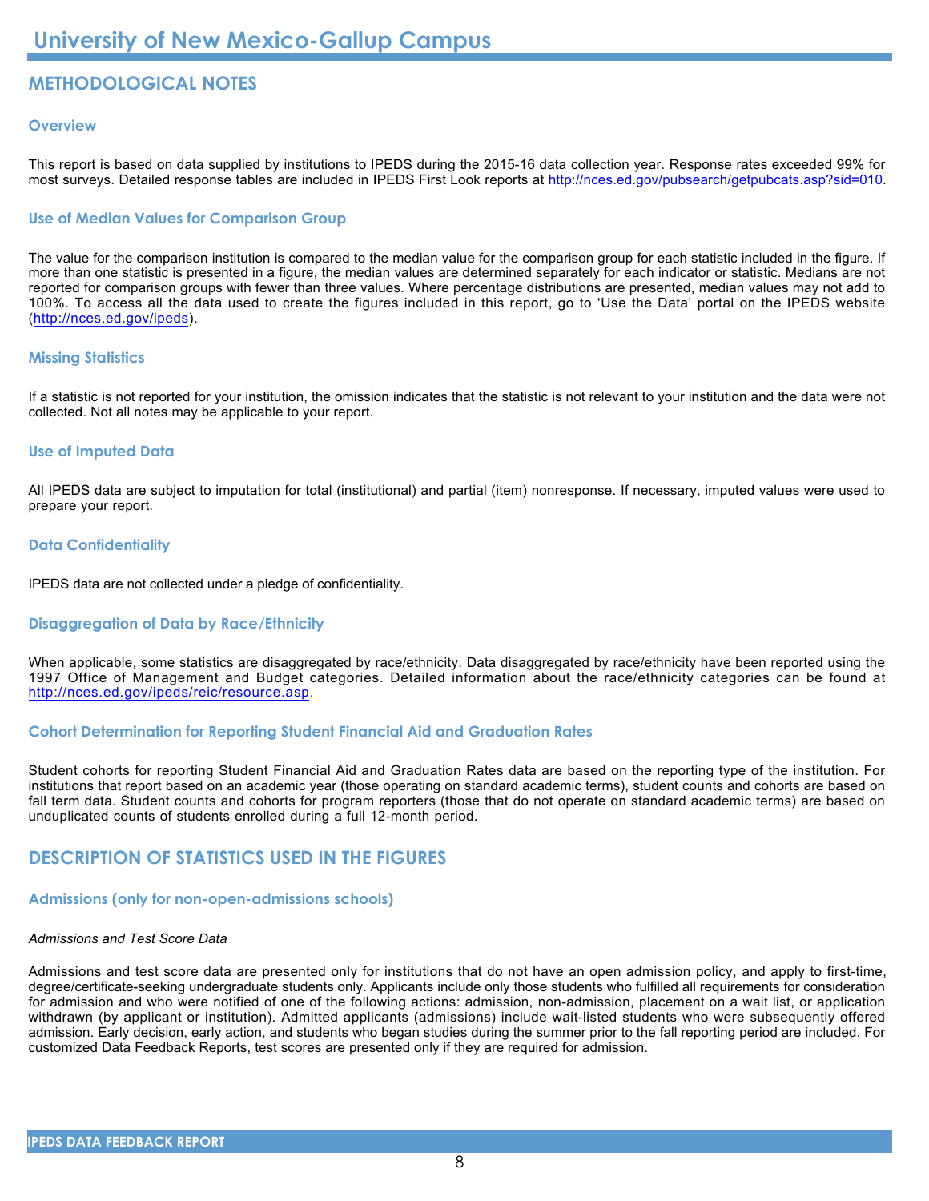# University of New Mexico-Gallup Campus

## METHODOLOGICAL NOTES

### Overview

This report is based on data supplied by institutions to IPEDS during the 2015-16 data collection year. Response rates exceeded 99% for most surveys. Detailed response tables are included in IPEDS First Look reports at http://nces.ed.gov/pubsearch/getpubcats.asp?sid=010.

### Use of Median Values for Comparison Group

The value for the comparison institution is compared to the median value for the comparison group for each statistic included in the figure. If more than one statistic is presented in a figure, the median values are determined separately for each indicator or statistic. Medians are not reported for comparison groups with fewer than three values. Where percentage distributions are presented, median values may not add to 100%. To access all the data used to create the figures included in this report, go to 'Use the Data' portal on the IPEDS website (http://nces.ed.gov/ipeds).

### Missing Statistics

If a statistic is not reported for your institution, the omission indicates that the statistic is not relevant to your institution and the data were not collected. Not all notes may be applicable to your report.

### Use of Imputed Data

All IPEDS data are subject to imputation for total (institutional) and partial (item) nonresponse. If necessary, imputed values were used to prepare your report.

### Data Confidentiality

IPEDS data are not collected under a pledge of confidentiality.

### Disaggregation of Data by Race/Ethnicity

When applicable, some statistics are disaggregated by race/ethnicity. Data disaggregated by race/ethnicity have been reported using the 1997 Office of Management and Budget categories. Detailed information about the race/ethnicity categories can be found at http://nces.ed.gov/ipeds/reic/resource.asp.

### Cohort Determination for Reporting Student Financial Aid and Graduation Rates

Student cohorts for reporting Student Financial Aid and Graduation Rates data are based on the reporting type of the institution. For institutions that report based on an academic year (those operating on standard academic terms), student counts and cohorts are based on fall term data. Student counts and cohorts for program reporters (those that do not operate on standard academic terms) are based on unduplicated counts of students enrolled during a full 12-month period.

## DESCRIPTION OF STATISTICS USED IN THE FIGURES

### Admissions (only for non-open-admissions schools)

*Admissions and Test Score Data*

Admissions and test score data are presented only for institutions that do not have an open admission policy, and apply to first-time, degree/certificate-seeking undergraduate students only. Applicants include only those students who fulfilled all requirements for consideration for admission and who were notified of one of the following actions: admission, non-admission, placement on a wait list, or application withdrawn (by applicant or institution). Admitted applicants (admissions) include wait-listed students who were subsequently offered admission. Early decision, early action, and students who began studies during the summer prior to the fall reporting period are included. For customized Data Feedback Reports, test scores are presented only if they are required for admission.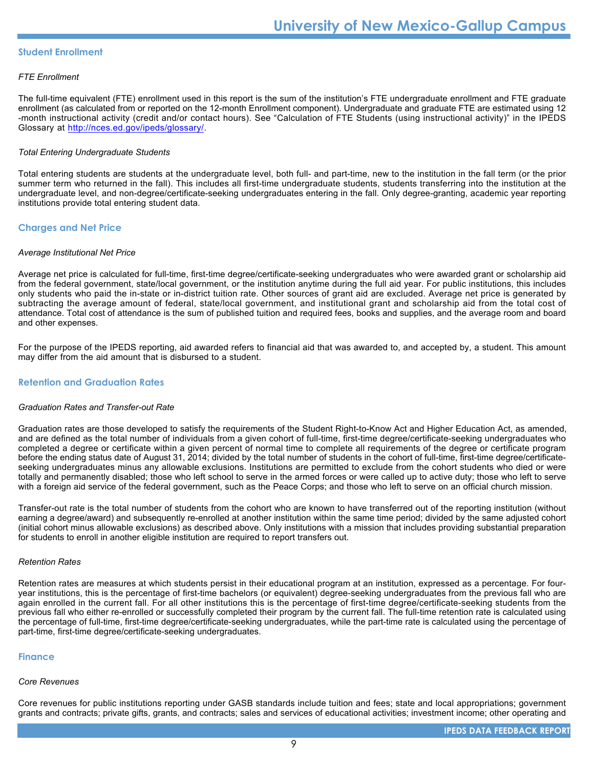## Student Enrollment

### *FTE Enrollment*

The full-time equivalent (FTE) enrollment used in this report is the sum of the institution's FTE undergraduate enrollment and FTE graduate enrollment (as calculated from or reported on the 12-month Enrollment component). Undergraduate and graduate FTE are estimated using 12-month instructional activity (credit and/or contact hours). See "Calculation of FTE Students (using instructional activity)" in the IPEDS Glossary at http://nces.ed.gov/ipeds/glossary/.

### *Total Entering Undergraduate Students*

Total entering students are students at the undergraduate level, both full- and part-time, new to the institution in the fall term (or the prior summer term who returned in the fall). This includes all first-time undergraduate students, students transferring into the institution at the undergraduate level, and non-degree/certificate-seeking undergraduates entering in the fall. Only degree-granting, academic year reporting institutions provide total entering student data.

## Charges and Net Price

### *Average Institutional Net Price*

Average net price is calculated for full-time, first-time degree/certificate-seeking undergraduates who were awarded grant or scholarship aid from the federal government, state/local government, or the institution anytime during the full aid year. For public institutions, this includes only students who paid the in-state or in-district tuition rate. Other sources of grant aid are excluded. Average net price is generated by subtracting the average amount of federal, state/local government, and institutional grant and scholarship aid from the total cost of attendance. Total cost of attendance is the sum of published tuition and required fees, books and supplies, and the average room and board and other expenses.

For the purpose of the IPEDS reporting, aid awarded refers to financial aid that was awarded to, and accepted by, a student. This amount may differ from the aid amount that is disbursed to a student.

## Retention and Graduation Rates

### *Graduation Rates and Transfer-out Rate*

Graduation rates are those developed to satisfy the requirements of the Student Right-to-Know Act and Higher Education Act, as amended, and are defined as the total number of individuals from a given cohort of full-time, first-time degree/certificate-seeking undergraduates who completed a degree or certificate within a given percent of normal time to complete all requirements of the degree or certificate program before the ending status date of August 31, 2014; divided by the total number of students in the cohort of full-time, first-time degree/certificate-seeking undergraduates minus any allowable exclusions. Institutions are permitted to exclude from the cohort students who died or were totally and permanently disabled; those who left school to serve in the armed forces or were called up to active duty; those who left to serve with a foreign aid service of the federal government, such as the Peace Corps; and those who left to serve on an official church mission.

Transfer-out rate is the total number of students from the cohort who are known to have transferred out of the reporting institution (without earning a degree/award) and subsequently re-enrolled at another institution within the same time period; divided by the same adjusted cohort (initial cohort minus allowable exclusions) as described above. Only institutions with a mission that includes providing substantial preparation for students to enroll in another eligible institution are required to report transfers out.

### *Retention Rates*

Retention rates are measures at which students persist in their educational program at an institution, expressed as a percentage. For four-year institutions, this is the percentage of first-time bachelors (or equivalent) degree-seeking undergraduates from the previous fall who are again enrolled in the current fall. For all other institutions this is the percentage of first-time degree/certificate-seeking students from the previous fall who either re-enrolled or successfully completed their program by the current fall. The full-time retention rate is calculated using the percentage of full-time, first-time degree/certificate-seeking undergraduates, while the part-time rate is calculated using the percentage of part-time, first-time degree/certificate-seeking undergraduates.

## Finance

### *Core Revenues*

Core revenues for public institutions reporting under GASB standards include tuition and fees; state and local appropriations; government grants and contracts; private gifts, grants, and contracts; sales and services of educational activities; investment income; other operating and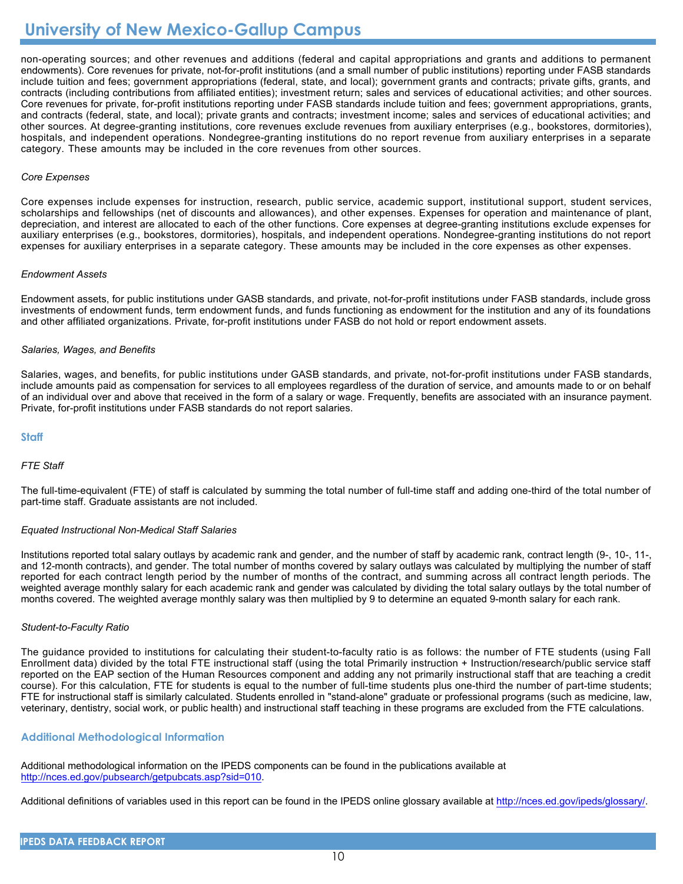non-operating sources; and other revenues and additions (federal and capital appropriations and grants and additions to permanent endowments). Core revenues for private, not-for-profit institutions (and a small number of public institutions) reporting under FASB standards include tuition and fees; government appropriations (federal, state, and local); government grants and contracts; private gifts, grants, and contracts (including contributions from affiliated entities); investment return; sales and services of educational activities; and other sources. Core revenues for private, for-profit institutions reporting under FASB standards include tuition and fees; government appropriations, grants, and contracts (federal, state, and local); private grants and contracts; investment income; sales and services of educational activities; and other sources. At degree-granting institutions, core revenues exclude revenues from auxiliary enterprises (e.g., bookstores, dormitories), hospitals, and independent operations. Nondegree-granting institutions do no report revenue from auxiliary enterprises in a separate category. These amounts may be included in the core revenues from other sources.

*Core Expenses*

Core expenses include expenses for instruction, research, public service, academic support, institutional support, student services, scholarships and fellowships (net of discounts and allowances), and other expenses. Expenses for operation and maintenance of plant, depreciation, and interest are allocated to each of the other functions. Core expenses at degree-granting institutions exclude expenses for auxiliary enterprises (e.g., bookstores, dormitories), hospitals, and independent operations. Nondegree-granting institutions do not report expenses for auxiliary enterprises in a separate category. These amounts may be included in the core expenses as other expenses.

*Endowment Assets*

Endowment assets, for public institutions under GASB standards, and private, not-for-profit institutions under FASB standards, include gross investments of endowment funds, term endowment funds, and funds functioning as endowment for the institution and any of its foundations and other affiliated organizations. Private, for-profit institutions under FASB do not hold or report endowment assets.

*Salaries, Wages, and Benefits*

Salaries, wages, and benefits, for public institutions under GASB standards, and private, not-for-profit institutions under FASB standards, include amounts paid as compensation for services to all employees regardless of the duration of service, and amounts made to or on behalf of an individual over and above that received in the form of a salary or wage. Frequently, benefits are associated with an insurance payment. Private, for-profit institutions under FASB standards do not report salaries.

## Staff

*FTE Staff*

The full-time-equivalent (FTE) of staff is calculated by summing the total number of full-time staff and adding one-third of the total number of part-time staff. Graduate assistants are not included.

*Equated Instructional Non-Medical Staff Salaries*

Institutions reported total salary outlays by academic rank and gender, and the number of staff by academic rank, contract length (9-, 10-, 11-, and 12-month contracts), and gender. The total number of months covered by salary outlays was calculated by multiplying the number of staff reported for each contract length period by the number of months of the contract, and summing across all contract length periods. The weighted average monthly salary for each academic rank and gender was calculated by dividing the total salary outlays by the total number of months covered. The weighted average monthly salary was then multiplied by 9 to determine an equated 9-month salary for each rank.

*Student-to-Faculty Ratio*

The guidance provided to institutions for calculating their student-to-faculty ratio is as follows: the number of FTE students (using Fall Enrollment data) divided by the total FTE instructional staff (using the total Primarily instruction + Instruction/research/public service staff reported on the EAP section of the Human Resources component and adding any not primarily instructional staff that are teaching a credit course). For this calculation, FTE for students is equal to the number of full-time students plus one-third the number of part-time students; FTE for instructional staff is similarly calculated. Students enrolled in "stand-alone" graduate or professional programs (such as medicine, law, veterinary, dentistry, social work, or public health) and instructional staff teaching in these programs are excluded from the FTE calculations.

## Additional Methodological Information

Additional methodological information on the IPEDS components can be found in the publications available at http://nces.ed.gov/pubsearch/getpubcats.asp?sid=010.

Additional definitions of variables used in this report can be found in the IPEDS online glossary available at http://nces.ed.gov/ipeds/glossary/.